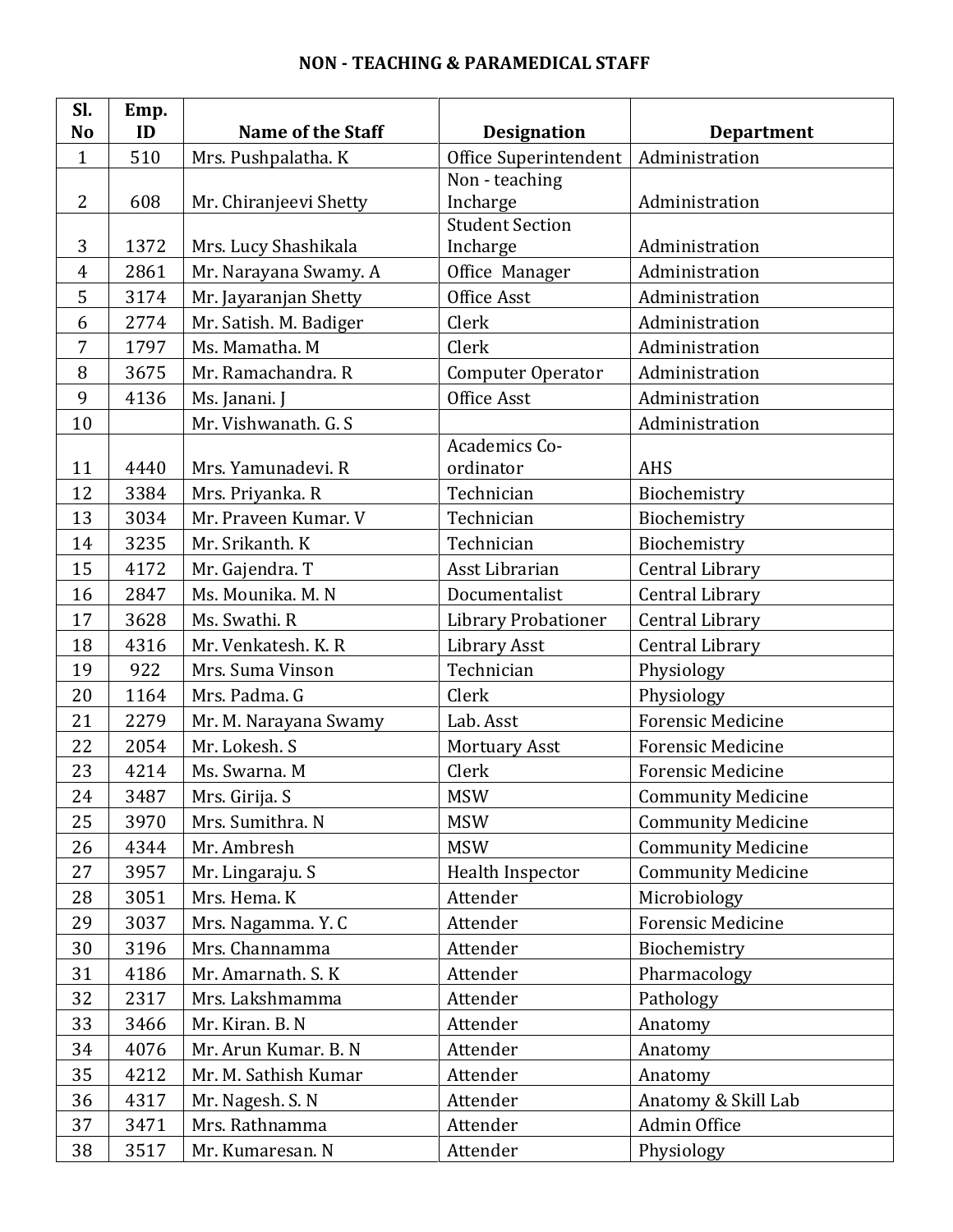# NON - TEACHING & PARAMEDICAL STAFF

| Sl. No | Emp. ID | Name of the Staff | Designation | Department |
|---|---|---|---|---|
| 1 | 510 | Mrs. Pushpalatha. K | Office Superintendent | Administration |
| 2 | 608 | Mr. Chiranjeevi Shetty | Non - teaching Incharge | Administration |
| 3 | 1372 | Mrs. Lucy Shashikala | Student Section Incharge | Administration |
| 4 | 2861 | Mr. Narayana Swamy. A | Office Manager | Administration |
| 5 | 3174 | Mr. Jayaranjan Shetty | Office Asst | Administration |
| 6 | 2774 | Mr. Satish. M. Badiger | Clerk | Administration |
| 7 | 1797 | Ms. Mamatha. M | Clerk | Administration |
| 8 | 3675 | Mr. Ramachandra. R | Computer Operator | Administration |
| 9 | 4136 | Ms. Janani. J | Office Asst | Administration |
| 10 | | Mr. Vishwanath. G. S | | Administration |
| 11 | 4440 | Mrs. Yamunadevi. R | Academics Co-ordinator | AHS |
| 12 | 3384 | Mrs. Priyanka. R | Technician | Biochemistry |
| 13 | 3034 | Mr. Praveen Kumar. V | Technician | Biochemistry |
| 14 | 3235 | Mr. Srikanth. K | Technician | Biochemistry |
| 15 | 4172 | Mr. Gajendra. T | Asst Librarian | Central Library |
| 16 | 2847 | Ms. Mounika. M. N | Documentalist | Central Library |
| 17 | 3628 | Ms. Swathi. R | Library Probationer | Central Library |
| 18 | 4316 | Mr. Venkatesh. K. R | Library Asst | Central Library |
| 19 | 922 | Mrs. Suma Vinson | Technician | Physiology |
| 20 | 1164 | Mrs. Padma. G | Clerk | Physiology |
| 21 | 2279 | Mr. M. Narayana Swamy | Lab. Asst | Forensic Medicine |
| 22 | 2054 | Mr. Lokesh. S | Mortuary Asst | Forensic Medicine |
| 23 | 4214 | Ms. Swarna. M | Clerk | Forensic Medicine |
| 24 | 3487 | Mrs. Girija. S | MSW | Community Medicine |
| 25 | 3970 | Mrs. Sumithra. N | MSW | Community Medicine |
| 26 | 4344 | Mr. Ambresh | MSW | Community Medicine |
| 27 | 3957 | Mr. Lingaraju. S | Health Inspector | Community Medicine |
| 28 | 3051 | Mrs. Hema. K | Attender | Microbiology |
| 29 | 3037 | Mrs. Nagamma. Y. C | Attender | Forensic Medicine |
| 30 | 3196 | Mrs. Channamma | Attender | Biochemistry |
| 31 | 4186 | Mr. Amarnath. S. K | Attender | Pharmacology |
| 32 | 2317 | Mrs. Lakshmamma | Attender | Pathology |
| 33 | 3466 | Mr. Kiran. B. N | Attender | Anatomy |
| 34 | 4076 | Mr. Arun Kumar. B. N | Attender | Anatomy |
| 35 | 4212 | Mr. M. Sathish Kumar | Attender | Anatomy |
| 36 | 4317 | Mr. Nagesh. S. N | Attender | Anatomy & Skill Lab |
| 37 | 3471 | Mrs. Rathnamma | Attender | Admin Office |
| 38 | 3517 | Mr. Kumaresan. N | Attender | Physiology |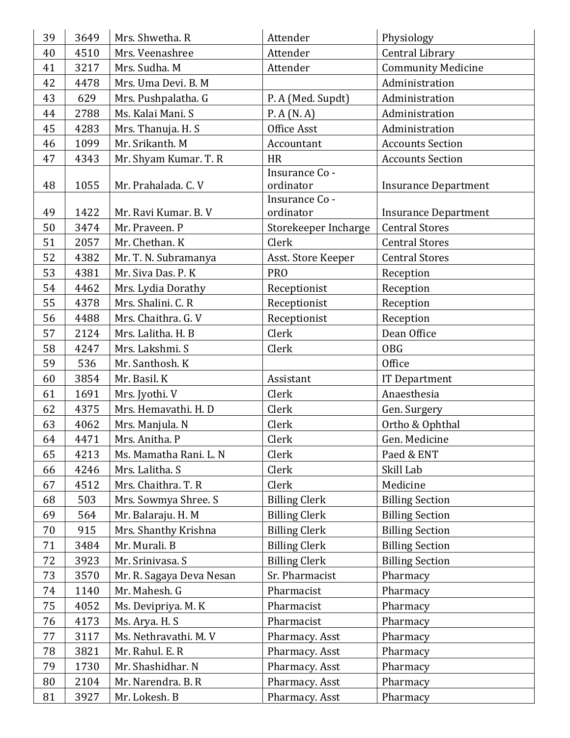| 39 | 3649 | Mrs. Shwetha. R | Attender | Physiology |
|---|---|---|---|---|
| 40 | 4510 | Mrs. Veenashree | Attender | Central Library |
| 41 | 3217 | Mrs. Sudha. M | Attender | Community Medicine |
| 42 | 4478 | Mrs. Uma Devi. B. M | | Administration |
| 43 | 629 | Mrs. Pushpalatha. G | P. A (Med. Supdt) | Administration |
| 44 | 2788 | Ms. Kalai Mani. S | P. A (N. A) | Administration |
| 45 | 4283 | Mrs. Thanuja. H. S | Office Asst | Administration |
| 46 | 1099 | Mr. Srikanth. M | Accountant | Accounts Section |
| 47 | 4343 | Mr. Shyam Kumar. T. R | HR | Accounts Section |
| 48 | 1055 | Mr. Prahalada. C. V | Insurance Co - ordinator | Insurance Department |
| 49 | 1422 | Mr. Ravi Kumar. B. V | Insurance Co - ordinator | Insurance Department |
| 50 | 3474 | Mr. Praveen. P | Storekeeper Incharge | Central Stores |
| 51 | 2057 | Mr. Chethan. K | Clerk | Central Stores |
| 52 | 4382 | Mr. T. N. Subramanya | Asst. Store Keeper | Central Stores |
| 53 | 4381 | Mr. Siva Das. P. K | PRO | Reception |
| 54 | 4462 | Mrs. Lydia Dorathy | Receptionist | Reception |
| 55 | 4378 | Mrs. Shalini. C. R | Receptionist | Reception |
| 56 | 4488 | Mrs. Chaithra. G. V | Receptionist | Reception |
| 57 | 2124 | Mrs. Lalitha. H. B | Clerk | Dean Office |
| 58 | 4247 | Mrs. Lakshmi. S | Clerk | OBG |
| 59 | 536 | Mr. Santhosh. K | | Office |
| 60 | 3854 | Mr. Basil. K | Assistant | IT Department |
| 61 | 1691 | Mrs. Jyothi. V | Clerk | Anaesthesia |
| 62 | 4375 | Mrs. Hemavathi. H. D | Clerk | Gen. Surgery |
| 63 | 4062 | Mrs. Manjula. N | Clerk | Ortho & Ophthal |
| 64 | 4471 | Mrs. Anitha. P | Clerk | Gen. Medicine |
| 65 | 4213 | Ms. Mamatha Rani. L. N | Clerk | Paed & ENT |
| 66 | 4246 | Mrs. Lalitha. S | Clerk | Skill Lab |
| 67 | 4512 | Mrs. Chaithra. T. R | Clerk | Medicine |
| 68 | 503 | Mrs. Sowmya Shree. S | Billing Clerk | Billing Section |
| 69 | 564 | Mr. Balaraju. H. M | Billing Clerk | Billing Section |
| 70 | 915 | Mrs. Shanthy Krishna | Billing Clerk | Billing Section |
| 71 | 3484 | Mr. Murali. B | Billing Clerk | Billing Section |
| 72 | 3923 | Mr. Srinivasa. S | Billing Clerk | Billing Section |
| 73 | 3570 | Mr. R. Sagaya Deva Nesan | Sr. Pharmacist | Pharmacy |
| 74 | 1140 | Mr. Mahesh. G | Pharmacist | Pharmacy |
| 75 | 4052 | Ms. Devipriya. M. K | Pharmacist | Pharmacy |
| 76 | 4173 | Ms. Arya. H. S | Pharmacist | Pharmacy |
| 77 | 3117 | Ms. Nethravathi. M. V | Pharmacy. Asst | Pharmacy |
| 78 | 3821 | Mr. Rahul. E. R | Pharmacy. Asst | Pharmacy |
| 79 | 1730 | Mr. Shashidhar. N | Pharmacy. Asst | Pharmacy |
| 80 | 2104 | Mr. Narendra. B. R | Pharmacy. Asst | Pharmacy |
| 81 | 3927 | Mr. Lokesh. B | Pharmacy. Asst | Pharmacy |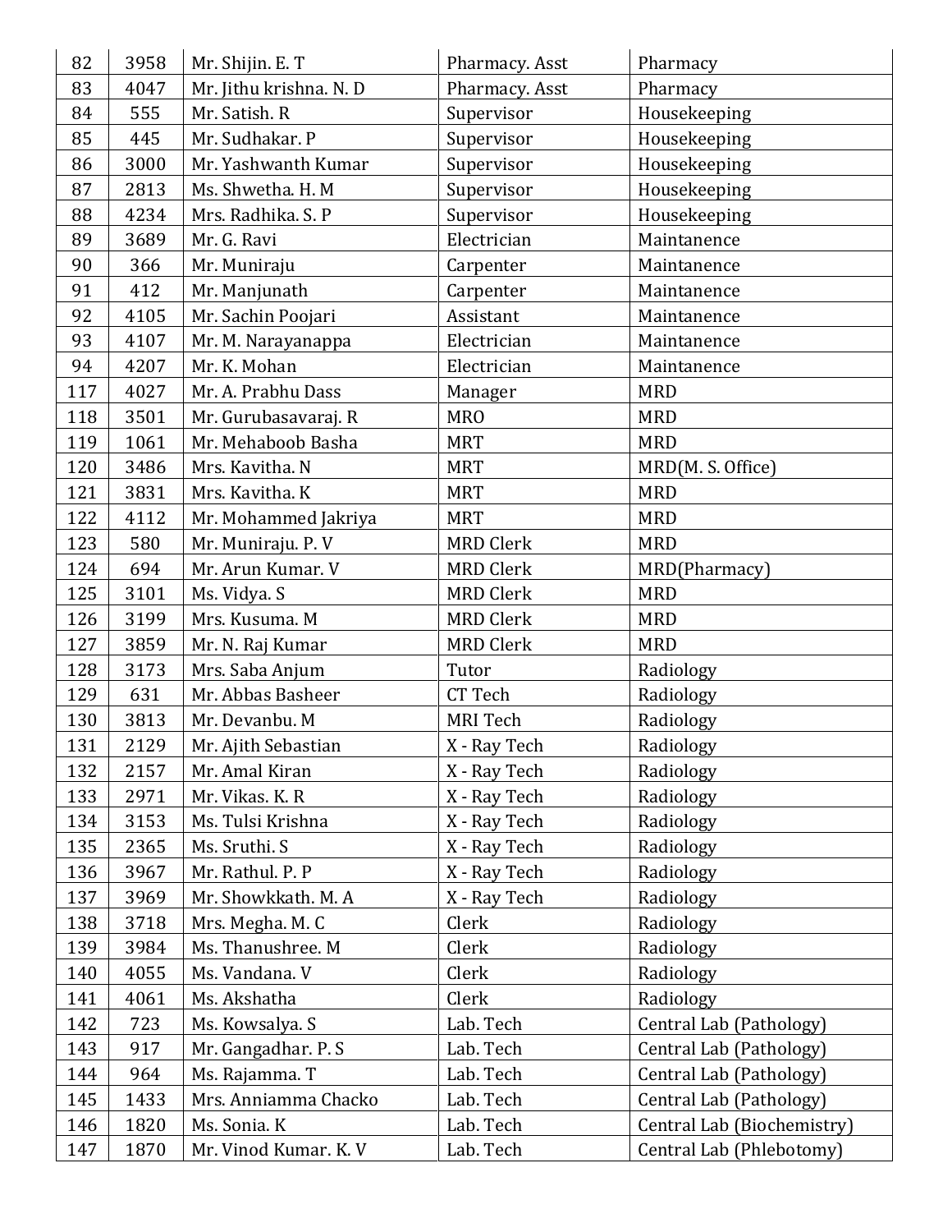| 82 | 3958 | Mr. Shijin. E. T | Pharmacy. Asst | Pharmacy |
|---|---|---|---|---|
| 83 | 4047 | Mr. Jithu krishna. N. D | Pharmacy. Asst | Pharmacy |
| 84 | 555 | Mr. Satish. R | Supervisor | Housekeeping |
| 85 | 445 | Mr. Sudhakar. P | Supervisor | Housekeeping |
| 86 | 3000 | Mr. Yashwanth Kumar | Supervisor | Housekeeping |
| 87 | 2813 | Ms. Shwetha. H. M | Supervisor | Housekeeping |
| 88 | 4234 | Mrs. Radhika. S. P | Supervisor | Housekeeping |
| 89 | 3689 | Mr. G. Ravi | Electrician | Maintanence |
| 90 | 366 | Mr. Muniraju | Carpenter | Maintanence |
| 91 | 412 | Mr. Manjunath | Carpenter | Maintanence |
| 92 | 4105 | Mr. Sachin Poojari | Assistant | Maintanence |
| 93 | 4107 | Mr. M. Narayanappa | Electrician | Maintanence |
| 94 | 4207 | Mr. K. Mohan | Electrician | Maintanence |
| 117 | 4027 | Mr. A. Prabhu Dass | Manager | MRD |
| 118 | 3501 | Mr. Gurubasavaraj. R | MRO | MRD |
| 119 | 1061 | Mr. Mehaboob Basha | MRT | MRD |
| 120 | 3486 | Mrs. Kavitha. N | MRT | MRD(M. S. Office) |
| 121 | 3831 | Mrs. Kavitha. K | MRT | MRD |
| 122 | 4112 | Mr. Mohammed Jakriya | MRT | MRD |
| 123 | 580 | Mr. Muniraju. P. V | MRD Clerk | MRD |
| 124 | 694 | Mr. Arun Kumar. V | MRD Clerk | MRD(Pharmacy) |
| 125 | 3101 | Ms. Vidya. S | MRD Clerk | MRD |
| 126 | 3199 | Mrs. Kusuma. M | MRD Clerk | MRD |
| 127 | 3859 | Mr. N. Raj Kumar | MRD Clerk | MRD |
| 128 | 3173 | Mrs. Saba Anjum | Tutor | Radiology |
| 129 | 631 | Mr. Abbas Basheer | CT Tech | Radiology |
| 130 | 3813 | Mr. Devanbu. M | MRI Tech | Radiology |
| 131 | 2129 | Mr. Ajith Sebastian | X - Ray Tech | Radiology |
| 132 | 2157 | Mr. Amal Kiran | X - Ray Tech | Radiology |
| 133 | 2971 | Mr. Vikas. K. R | X - Ray Tech | Radiology |
| 134 | 3153 | Ms. Tulsi Krishna | X - Ray Tech | Radiology |
| 135 | 2365 | Ms. Sruthi. S | X - Ray Tech | Radiology |
| 136 | 3967 | Mr. Rathul. P. P | X - Ray Tech | Radiology |
| 137 | 3969 | Mr. Showkkath. M. A | X - Ray Tech | Radiology |
| 138 | 3718 | Mrs. Megha. M. C | Clerk | Radiology |
| 139 | 3984 | Ms. Thanushree. M | Clerk | Radiology |
| 140 | 4055 | Ms. Vandana. V | Clerk | Radiology |
| 141 | 4061 | Ms. Akshatha | Clerk | Radiology |
| 142 | 723 | Ms. Kowsalya. S | Lab. Tech | Central Lab (Pathology) |
| 143 | 917 | Mr. Gangadhar. P. S | Lab. Tech | Central Lab (Pathology) |
| 144 | 964 | Ms. Rajamma. T | Lab. Tech | Central Lab (Pathology) |
| 145 | 1433 | Mrs. Anniamma Chacko | Lab. Tech | Central Lab (Pathology) |
| 146 | 1820 | Ms. Sonia. K | Lab. Tech | Central Lab (Biochemistry) |
| 147 | 1870 | Mr. Vinod Kumar. K. V | Lab. Tech | Central Lab (Phlebotomy) |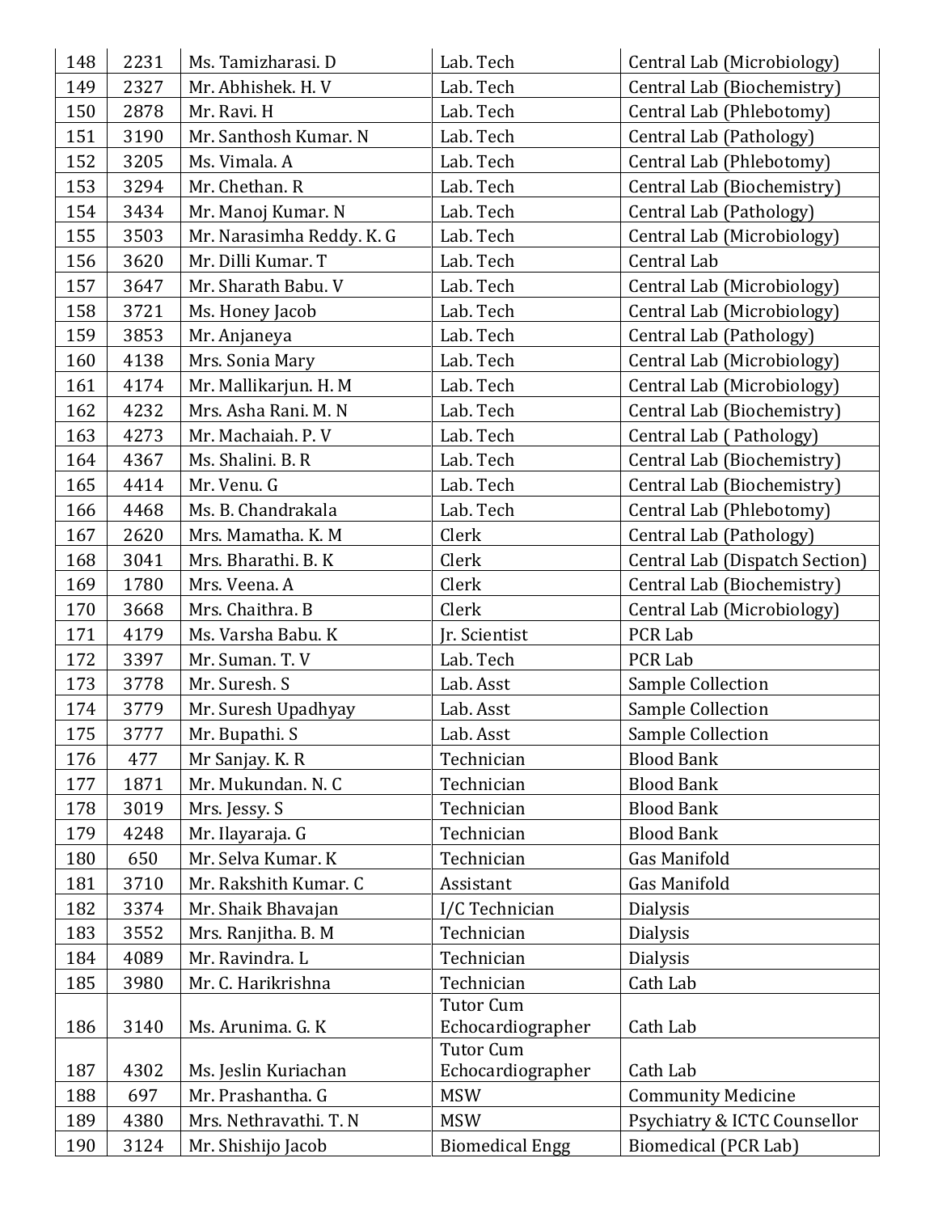| | | | | |
|---|---|---|---|---|
| 148 | 2231 | Ms. Tamizharasi. D | Lab. Tech | Central Lab (Microbiology) |
| 149 | 2327 | Mr. Abhishek. H. V | Lab. Tech | Central Lab (Biochemistry) |
| 150 | 2878 | Mr. Ravi. H | Lab. Tech | Central Lab (Phlebotomy) |
| 151 | 3190 | Mr. Santhosh Kumar. N | Lab. Tech | Central Lab (Pathology) |
| 152 | 3205 | Ms. Vimala. A | Lab. Tech | Central Lab (Phlebotomy) |
| 153 | 3294 | Mr. Chethan. R | Lab. Tech | Central Lab (Biochemistry) |
| 154 | 3434 | Mr. Manoj Kumar. N | Lab. Tech | Central Lab (Pathology) |
| 155 | 3503 | Mr. Narasimha Reddy. K. G | Lab. Tech | Central Lab (Microbiology) |
| 156 | 3620 | Mr. Dilli Kumar. T | Lab. Tech | Central Lab |
| 157 | 3647 | Mr. Sharath Babu. V | Lab. Tech | Central Lab (Microbiology) |
| 158 | 3721 | Ms. Honey Jacob | Lab. Tech | Central Lab (Microbiology) |
| 159 | 3853 | Mr. Anjaneya | Lab. Tech | Central Lab (Pathology) |
| 160 | 4138 | Mrs. Sonia Mary | Lab. Tech | Central Lab (Microbiology) |
| 161 | 4174 | Mr. Mallikarjun. H. M | Lab. Tech | Central Lab (Microbiology) |
| 162 | 4232 | Mrs. Asha Rani. M. N | Lab. Tech | Central Lab (Biochemistry) |
| 163 | 4273 | Mr. Machaiah. P. V | Lab. Tech | Central Lab ( Pathology) |
| 164 | 4367 | Ms. Shalini. B. R | Lab. Tech | Central Lab (Biochemistry) |
| 165 | 4414 | Mr. Venu. G | Lab. Tech | Central Lab (Biochemistry) |
| 166 | 4468 | Ms. B. Chandrakala | Lab. Tech | Central Lab (Phlebotomy) |
| 167 | 2620 | Mrs. Mamatha. K. M | Clerk | Central Lab (Pathology) |
| 168 | 3041 | Mrs. Bharathi. B. K | Clerk | Central Lab (Dispatch Section) |
| 169 | 1780 | Mrs. Veena. A | Clerk | Central Lab (Biochemistry) |
| 170 | 3668 | Mrs. Chaithra. B | Clerk | Central Lab (Microbiology) |
| 171 | 4179 | Ms. Varsha Babu. K | Jr. Scientist | PCR Lab |
| 172 | 3397 | Mr. Suman. T. V | Lab. Tech | PCR Lab |
| 173 | 3778 | Mr. Suresh. S | Lab. Asst | Sample Collection |
| 174 | 3779 | Mr. Suresh Upadhyay | Lab. Asst | Sample Collection |
| 175 | 3777 | Mr. Bupathi. S | Lab. Asst | Sample Collection |
| 176 | 477 | Mr Sanjay. K. R | Technician | Blood Bank |
| 177 | 1871 | Mr. Mukundan. N. C | Technician | Blood Bank |
| 178 | 3019 | Mrs. Jessy. S | Technician | Blood Bank |
| 179 | 4248 | Mr. Ilayaraja. G | Technician | Blood Bank |
| 180 | 650 | Mr. Selva Kumar. K | Technician | Gas Manifold |
| 181 | 3710 | Mr. Rakshith Kumar. C | Assistant | Gas Manifold |
| 182 | 3374 | Mr. Shaik Bhavajan | I/C Technician | Dialysis |
| 183 | 3552 | Mrs. Ranjitha. B. M | Technician | Dialysis |
| 184 | 4089 | Mr. Ravindra. L | Technician | Dialysis |
| 185 | 3980 | Mr. C. Harikrishna | Technician | Cath Lab |
| 186 | 3140 | Ms. Arunima. G. K | Tutor Cum Echocardiographer | Cath Lab |
| 187 | 4302 | Ms. Jeslin Kuriachan | Tutor Cum Echocardiographer | Cath Lab |
| 188 | 697 | Mr. Prashantha. G | MSW | Community Medicine |
| 189 | 4380 | Mrs. Nethravathi. T. N | MSW | Psychiatry & ICTC Counsellor |
| 190 | 3124 | Mr. Shishijo Jacob | Biomedical Engg | Biomedical (PCR Lab) |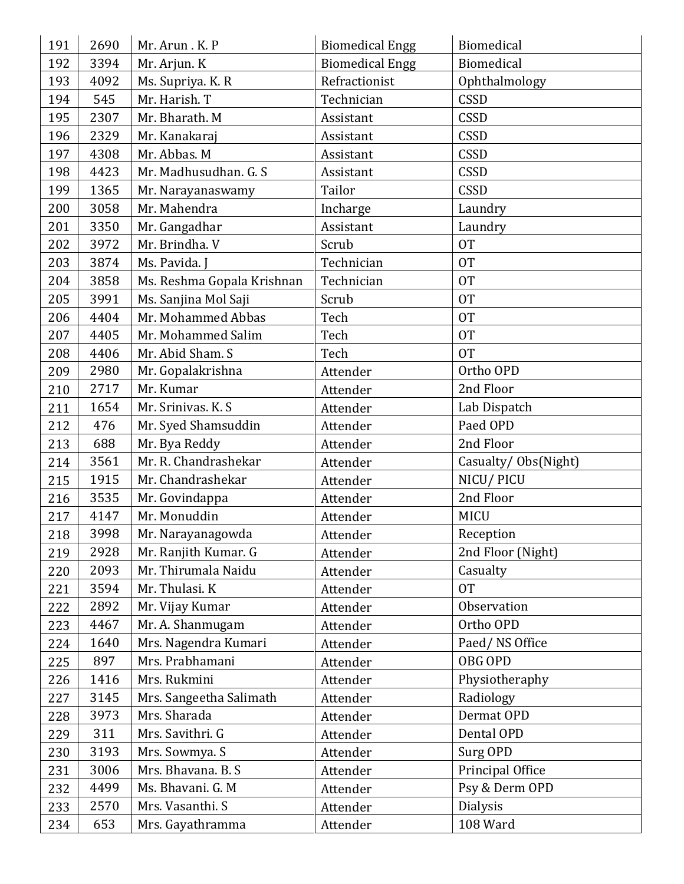| 191 | 2690 | Mr. Arun . K. P | Biomedical Engg | Biomedical |
|---|---|---|---|---|
| 192 | 3394 | Mr. Arjun. K | Biomedical Engg | Biomedical |
| 193 | 4092 | Ms. Supriya. K. R | Refractionist | Ophthalmology |
| 194 | 545 | Mr. Harish. T | Technician | CSSD |
| 195 | 2307 | Mr. Bharath. M | Assistant | CSSD |
| 196 | 2329 | Mr. Kanakaraj | Assistant | CSSD |
| 197 | 4308 | Mr. Abbas. M | Assistant | CSSD |
| 198 | 4423 | Mr. Madhusudhan. G. S | Assistant | CSSD |
| 199 | 1365 | Mr. Narayanaswamy | Tailor | CSSD |
| 200 | 3058 | Mr. Mahendra | Incharge | Laundry |
| 201 | 3350 | Mr. Gangadhar | Assistant | Laundry |
| 202 | 3972 | Mr. Brindha. V | Scrub | OT |
| 203 | 3874 | Ms. Pavida. J | Technician | OT |
| 204 | 3858 | Ms. Reshma Gopala Krishnan | Technician | OT |
| 205 | 3991 | Ms. Sanjina Mol Saji | Scrub | OT |
| 206 | 4404 | Mr. Mohammed Abbas | Tech | OT |
| 207 | 4405 | Mr. Mohammed Salim | Tech | OT |
| 208 | 4406 | Mr. Abid Sham. S | Tech | OT |
| 209 | 2980 | Mr. Gopalakrishna | Attender | Ortho OPD |
| 210 | 2717 | Mr. Kumar | Attender | 2nd Floor |
| 211 | 1654 | Mr. Srinivas. K. S | Attender | Lab Dispatch |
| 212 | 476 | Mr. Syed Shamsuddin | Attender | Paed OPD |
| 213 | 688 | Mr. Bya Reddy | Attender | 2nd Floor |
| 214 | 3561 | Mr. R. Chandrashekar | Attender | Casualty/ Obs(Night) |
| 215 | 1915 | Mr. Chandrashekar | Attender | NICU/ PICU |
| 216 | 3535 | Mr. Govindappa | Attender | 2nd Floor |
| 217 | 4147 | Mr. Monuddin | Attender | MICU |
| 218 | 3998 | Mr. Narayanagowda | Attender | Reception |
| 219 | 2928 | Mr. Ranjith Kumar. G | Attender | 2nd Floor (Night) |
| 220 | 2093 | Mr. Thirumala Naidu | Attender | Casualty |
| 221 | 3594 | Mr. Thulasi. K | Attender | OT |
| 222 | 2892 | Mr. Vijay Kumar | Attender | Observation |
| 223 | 4467 | Mr. A. Shanmugam | Attender | Ortho OPD |
| 224 | 1640 | Mrs. Nagendra Kumari | Attender | Paed/ NS Office |
| 225 | 897 | Mrs. Prabhamani | Attender | OBG OPD |
| 226 | 1416 | Mrs. Rukmini | Attender | Physiotheraphy |
| 227 | 3145 | Mrs. Sangeetha Salimath | Attender | Radiology |
| 228 | 3973 | Mrs. Sharada | Attender | Dermat OPD |
| 229 | 311 | Mrs. Savithri. G | Attender | Dental OPD |
| 230 | 3193 | Mrs. Sowmya. S | Attender | Surg OPD |
| 231 | 3006 | Mrs. Bhavana. B. S | Attender | Principal Office |
| 232 | 4499 | Ms. Bhavani. G. M | Attender | Psy & Derm OPD |
| 233 | 2570 | Mrs. Vasanthi. S | Attender | Dialysis |
| 234 | 653 | Mrs. Gayathramma | Attender | 108 Ward |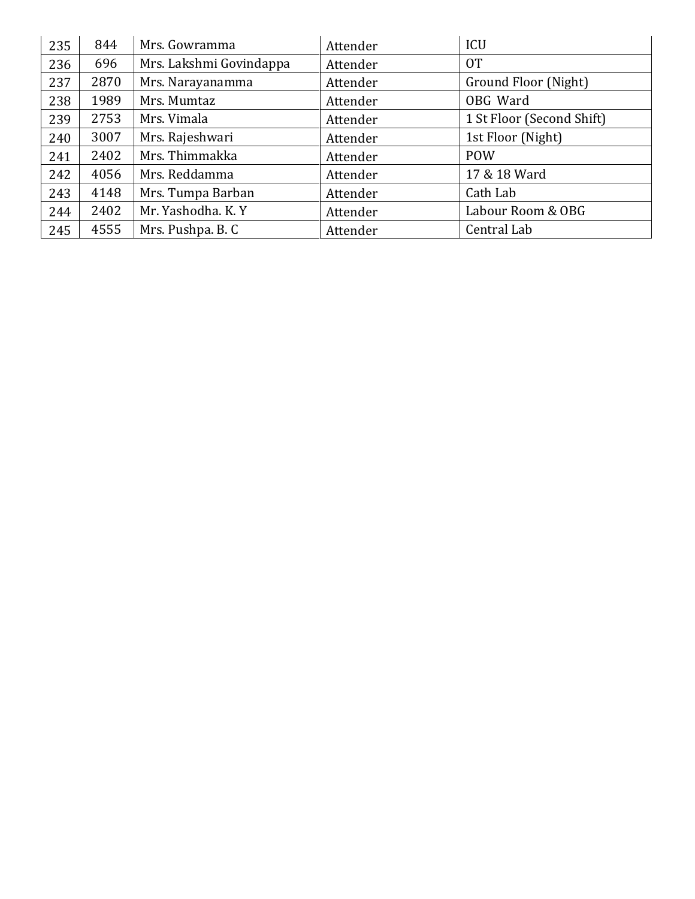| | | | | |
|---|---|---|---|---|
| 235 | 844 | Mrs. Gowramma | Attender | ICU |
| 236 | 696 | Mrs. Lakshmi Govindappa | Attender | OT |
| 237 | 2870 | Mrs. Narayanamma | Attender | Ground Floor (Night) |
| 238 | 1989 | Mrs. Mumtaz | Attender | OBG Ward |
| 239 | 2753 | Mrs. Vimala | Attender | 1 St Floor (Second Shift) |
| 240 | 3007 | Mrs. Rajeshwari | Attender | 1st Floor (Night) |
| 241 | 2402 | Mrs. Thimmakka | Attender | POW |
| 242 | 4056 | Mrs. Reddamma | Attender | 17 & 18 Ward |
| 243 | 4148 | Mrs. Tumpa Barban | Attender | Cath Lab |
| 244 | 2402 | Mr. Yashodha. K. Y | Attender | Labour Room & OBG |
| 245 | 4555 | Mrs. Pushpa. B. C | Attender | Central Lab |